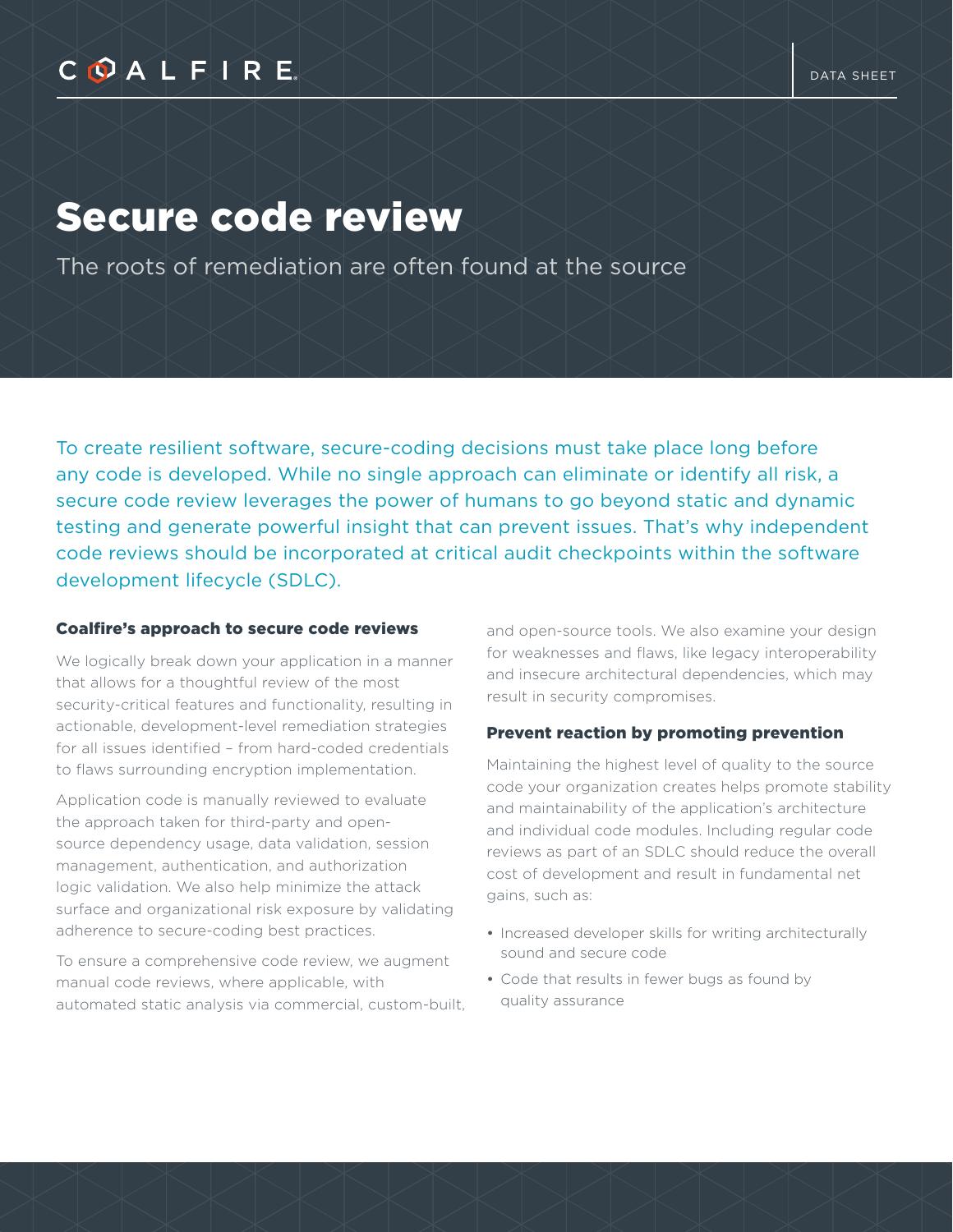# Secure code review

The roots of remediation are often found at the source

To create resilient software, secure-coding decisions must take place long before any code is developed. While no single approach can eliminate or identify all risk, a secure code review leverages the power of humans to go beyond static and dynamic testing and generate powerful insight that can prevent issues. That's why independent code reviews should be incorporated at critical audit checkpoints within the software development lifecycle (SDLC).

## Coalfire's approach to secure code reviews

We logically break down your application in a manner that allows for a thoughtful review of the most security-critical features and functionality, resulting in actionable, development-level remediation strategies for all issues identified – from hard-coded credentials to flaws surrounding encryption implementation.

Application code is manually reviewed to evaluate the approach taken for third-party and open-source dependency usage, data validation, session management, authentication, and authorization logic validation. We also help minimize the attack surface and organizational risk exposure by validating adherence to secure-coding best practices.

To ensure a comprehensive code review, we augment manual code reviews, where applicable, with automated static analysis via commercial, custom-built, and open-source tools. We also examine your design for weaknesses and flaws, like legacy interoperability and insecure architectural dependencies, which may result in security compromises.

## Prevent reaction by promoting prevention

Maintaining the highest level of quality to the source code your organization creates helps promote stability and maintainability of the application's architecture and individual code modules. Including regular code reviews as part of an SDLC should reduce the overall cost of development and result in fundamental net gains, such as:

- Increased developer skills for writing architecturally sound and secure code
- Code that results in fewer bugs as found by quality assurance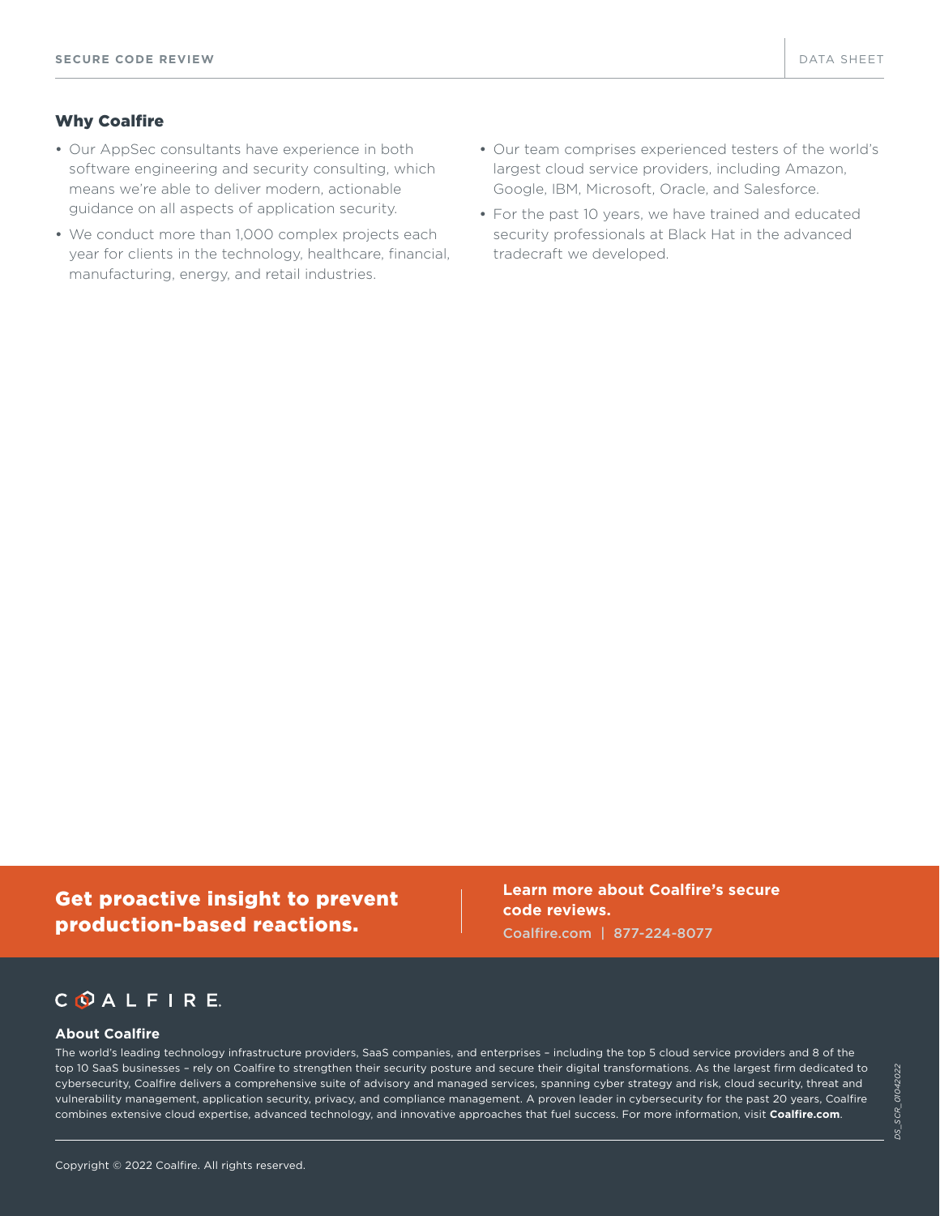## Why Coalfire

- Our AppSec consultants have experience in both software engineering and security consulting, which means we're able to deliver modern, actionable guidance on all aspects of application security.
- We conduct more than 1,000 complex projects each year for clients in the technology, healthcare, financial, manufacturing, energy, and retail industries.
- Our team comprises experienced testers of the world's largest cloud service providers, including Amazon, Google, IBM, Microsoft, Oracle, and Salesforce.
- For the past 10 years, we have trained and educated security professionals at Black Hat in the advanced tradecraft we developed.

**Get proactive insight to prevent production-based reactions.**

**Learn more about Coalfire's secure code reviews.**

Coalfire.com | 877-224-8077

COALFIRE.

### About Coalfire

The world's leading technology infrastructure providers, SaaS companies, and enterprises – including the top 5 cloud service providers and 8 of the top 10 SaaS businesses – rely on Coalfire to strengthen their security posture and secure their digital transformations. As the largest firm dedicated to cybersecurity, Coalfire delivers a comprehensive suite of advisory and managed services, spanning cyber strategy and risk, cloud security, threat and vulnerability management, application security, privacy, and compliance management. A proven leader in cybersecurity for the past 20 years, Coalfire combines extensive cloud expertise, advanced technology, and innovative approaches that fuel success. For more information, visit **Coalfire.com**.

*DS_SCR_01042022*

Copyright © 2022 Coalfire. All rights reserved.